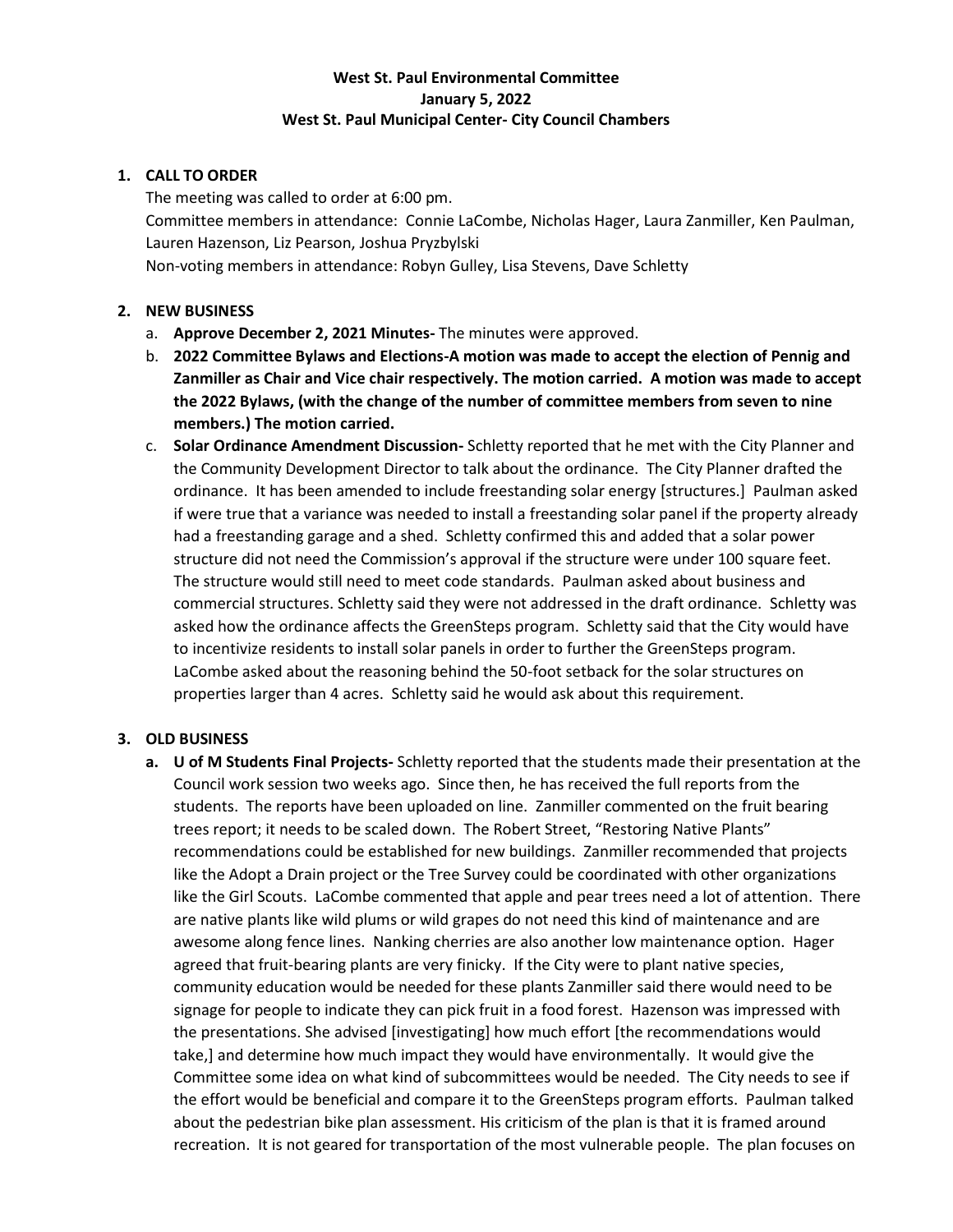**West St. Paul Environmental Committee**
**January 5, 2022**
**West St. Paul Municipal Center- City Council Chambers**

1. **CALL TO ORDER**

   The meeting was called to order at 6:00 pm.
   Committee members in attendance: Connie LaCombe, Nicholas Hager, Laura Zanmiller, Ken Paulman, Lauren Hazenson, Liz Pearson, Joshua Pryzbylski
   Non-voting members in attendance: Robyn Gulley, Lisa Stevens, Dave Schletty

2. **NEW BUSINESS**

   a. **Approve December 2, 2021 Minutes-** The minutes were approved.

   b. **2022 Committee Bylaws and Elections-A motion was made to accept the election of Pennig and Zanmiller as Chair and Vice chair respectively. The motion carried. A motion was made to accept the 2022 Bylaws, (with the change of the number of committee members from seven to nine members.) The motion carried.**

   c. **Solar Ordinance Amendment Discussion-** Schletty reported that he met with the City Planner and the Community Development Director to talk about the ordinance. The City Planner drafted the ordinance. It has been amended to include freestanding solar energy [structures.] Paulman asked if were true that a variance was needed to install a freestanding solar panel if the property already had a freestanding garage and a shed. Schletty confirmed this and added that a solar power structure did not need the Commission's approval if the structure were under 100 square feet. The structure would still need to meet code standards. Paulman asked about business and commercial structures. Schletty said they were not addressed in the draft ordinance. Schletty was asked how the ordinance affects the GreenSteps program. Schletty said that the City would have to incentivize residents to install solar panels in order to further the GreenSteps program. LaCombe asked about the reasoning behind the 50-foot setback for the solar structures on properties larger than 4 acres. Schletty said he would ask about this requirement.

3. **OLD BUSINESS**

   a. **U of M Students Final Projects-** Schletty reported that the students made their presentation at the Council work session two weeks ago. Since then, he has received the full reports from the students. The reports have been uploaded on line. Zanmiller commented on the fruit bearing trees report; it needs to be scaled down. The Robert Street, "Restoring Native Plants" recommendations could be established for new buildings. Zanmiller recommended that projects like the Adopt a Drain project or the Tree Survey could be coordinated with other organizations like the Girl Scouts. LaCombe commented that apple and pear trees need a lot of attention. There are native plants like wild plums or wild grapes do not need this kind of maintenance and are awesome along fence lines. Nanking cherries are also another low maintenance option. Hager agreed that fruit-bearing plants are very finicky. If the City were to plant native species, community education would be needed for these plants Zanmiller said there would need to be signage for people to indicate they can pick fruit in a food forest. Hazenson was impressed with the presentations. She advised [investigating] how much effort [the recommendations would take,] and determine how much impact they would have environmentally. It would give the Committee some idea on what kind of subcommittees would be needed. The City needs to see if the effort would be beneficial and compare it to the GreenSteps program efforts. Paulman talked about the pedestrian bike plan assessment. His criticism of the plan is that it is framed around recreation. It is not geared for transportation of the most vulnerable people. The plan focuses on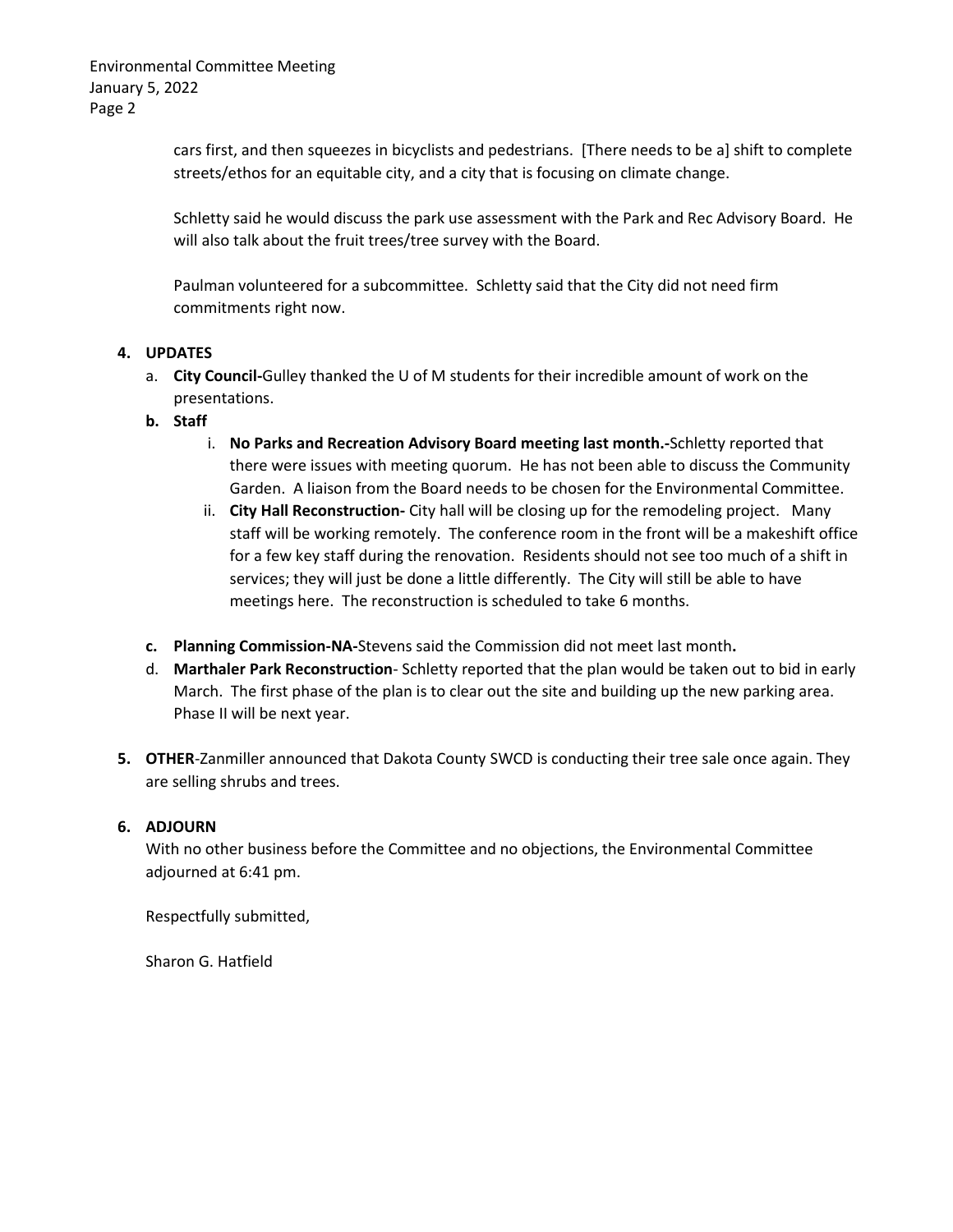cars first, and then squeezes in bicyclists and pedestrians. [There needs to be a] shift to complete streets/ethos for an equitable city, and a city that is focusing on climate change.

Schletty said he would discuss the park use assessment with the Park and Rec Advisory Board. He will also talk about the fruit trees/tree survey with the Board.

Paulman volunteered for a subcommittee. Schletty said that the City did not need firm commitments right now.

**4. UPDATES**

a. **City Council-**Gulley thanked the U of M students for their incredible amount of work on the presentations.

b. **Staff**

   i. **No Parks and Recreation Advisory Board meeting last month.-**Schletty reported that there were issues with meeting quorum. He has not been able to discuss the Community Garden. A liaison from the Board needs to be chosen for the Environmental Committee.

   ii. **City Hall Reconstruction-** City hall will be closing up for the remodeling project. Many staff will be working remotely. The conference room in the front will be a makeshift office for a few key staff during the renovation. Residents should not see too much of a shift in services; they will just be done a little differently. The City will still be able to have meetings here. The reconstruction is scheduled to take 6 months.

c. **Planning Commission-NA-**Stevens said the Commission did not meet last month**.**

d. **Marthaler Park Reconstruction**- Schletty reported that the plan would be taken out to bid in early March. The first phase of the plan is to clear out the site and building up the new parking area. Phase II will be next year.

**5. OTHER**-Zanmiller announced that Dakota County SWCD is conducting their tree sale once again. They are selling shrubs and trees.

**6. ADJOURN**

With no other business before the Committee and no objections, the Environmental Committee adjourned at 6:41 pm.

Respectfully submitted,

Sharon G. Hatfield